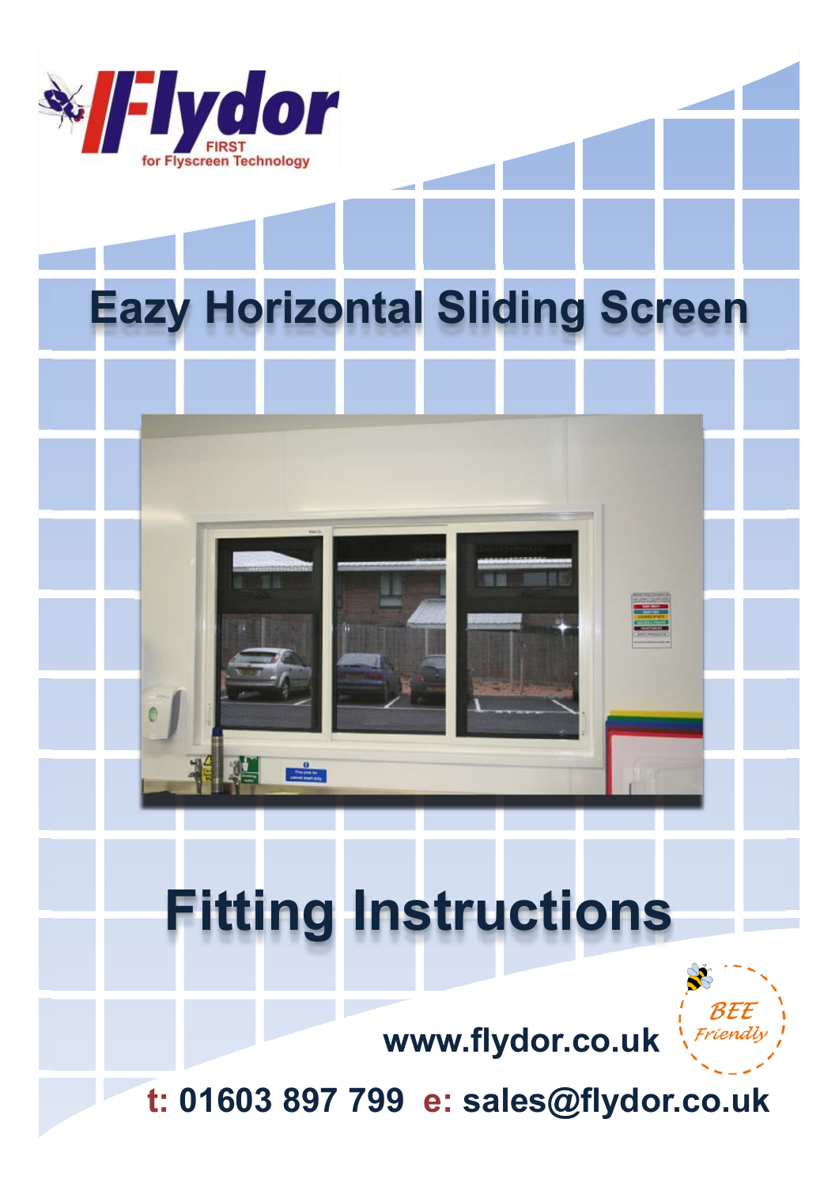Flydor

FIRST for Flyscreen Technology

# Eazy Horizontal Sliding Screen

# Fitting Instructions

BEE Friendly

**www.flydor.co.uk**

**t: 01603 897 799 e: sales@flydor.co.uk**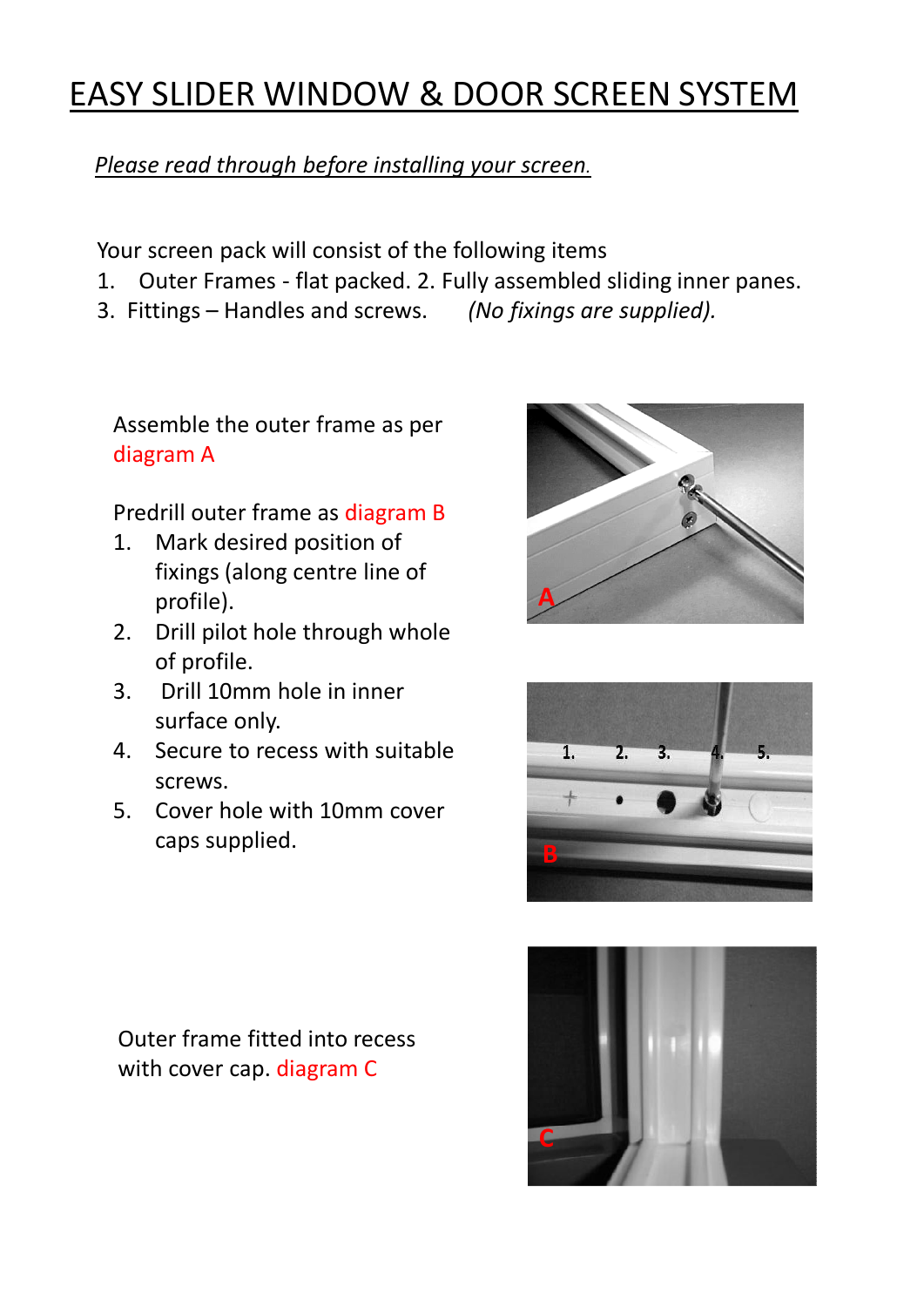# EASY SLIDER WINDOW & DOOR SCREEN SYSTEM

*Please read through before installing your screen.*

Your screen pack will consist of the following items

1. Outer Frames - flat packed. 2. Fully assembled sliding inner panes.
3. Fittings – Handles and screws. *(No fixings are supplied).*

Assemble the outer frame as per diagram A

Predrill outer frame as diagram B

1. Mark desired position of fixings (along centre line of profile).
2. Drill pilot hole through whole of profile.
3. Drill 10mm hole in inner surface only.
4. Secure to recess with suitable screws.
5. Cover hole with 10mm cover caps supplied.

Outer frame fitted into recess with cover cap. diagram C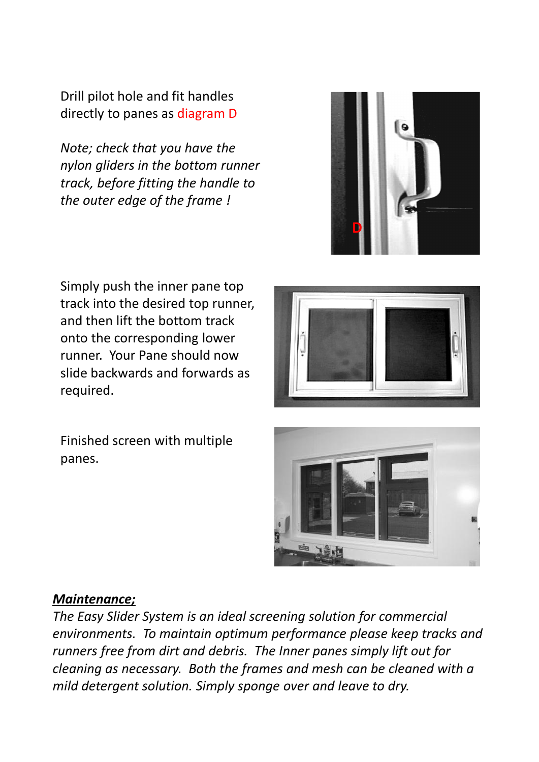Drill pilot hole and fit handles directly to panes as diagram D

*Note; check that you have the nylon gliders in the bottom runner track, before fitting the handle to the outer edge of the frame !*

Simply push the inner pane top track into the desired top runner, and then lift the bottom track onto the corresponding lower runner. Your Pane should now slide backwards and forwards as required.

Finished screen with multiple panes.

***Maintenance;***

*The Easy Slider System is an ideal screening solution for commercial environments. To maintain optimum performance please keep tracks and runners free from dirt and debris. The Inner panes simply lift out for cleaning as necessary. Both the frames and mesh can be cleaned with a mild detergent solution. Simply sponge over and leave to dry.*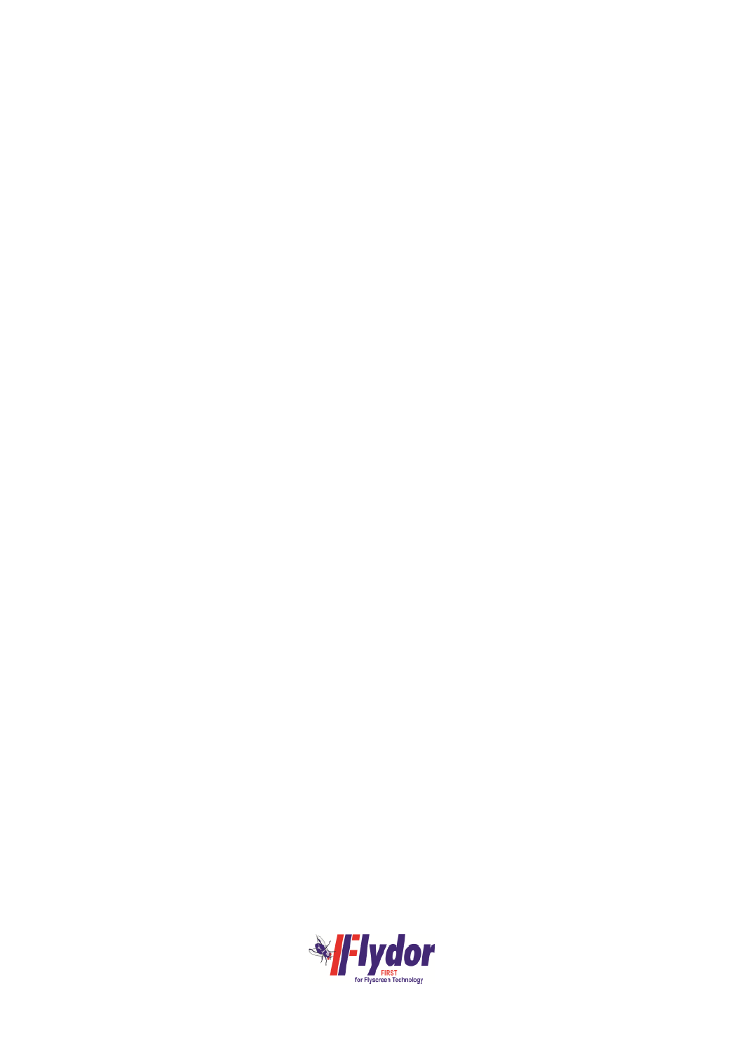Flydor

FIRST

for Flyscreen Technology